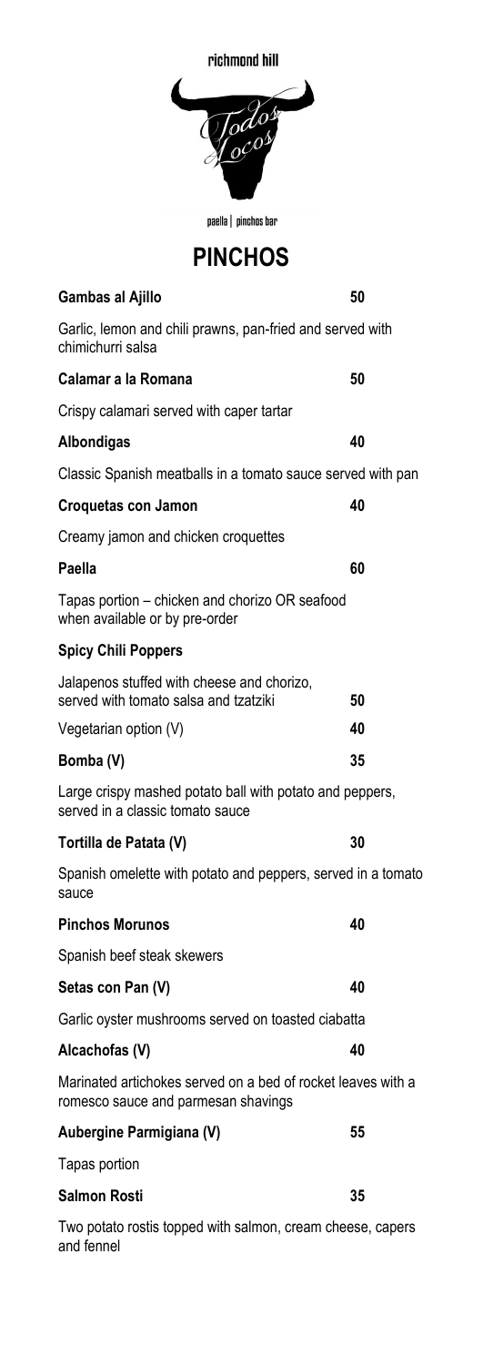richmond hill

Todos Locos

paella | pinchos bar

# PINCHOS

**Gambas al Ajillo** 50

Garlic, lemon and chili prawns, pan-fried and served with chimichurri salsa

**Calamar a la Romana** 50

Crispy calamari served with caper tartar

**Albondigas** 40

Classic Spanish meatballs in a tomato sauce served with pan

**Croquetas con Jamon** 40

Creamy jamon and chicken croquettes

**Paella** 60

Tapas portion – chicken and chorizo OR seafood when available or by pre-order

**Spicy Chili Poppers**

Jalapenos stuffed with cheese and chorizo, served with tomato salsa and tzatziki 50

Vegetarian option (V) 40

**Bomba (V)** 35

Large crispy mashed potato ball with potato and peppers, served in a classic tomato sauce

**Tortilla de Patata (V)** 30

Spanish omelette with potato and peppers, served in a tomato sauce

**Pinchos Morunos** 40

Spanish beef steak skewers

**Setas con Pan (V)** 40

Garlic oyster mushrooms served on toasted ciabatta

**Alcachofas (V)** 40

Marinated artichokes served on a bed of rocket leaves with a romesco sauce and parmesan shavings

**Aubergine Parmigiana (V)** 55

Tapas portion

**Salmon Rosti** 35

Two potato rostis topped with salmon, cream cheese, capers and fennel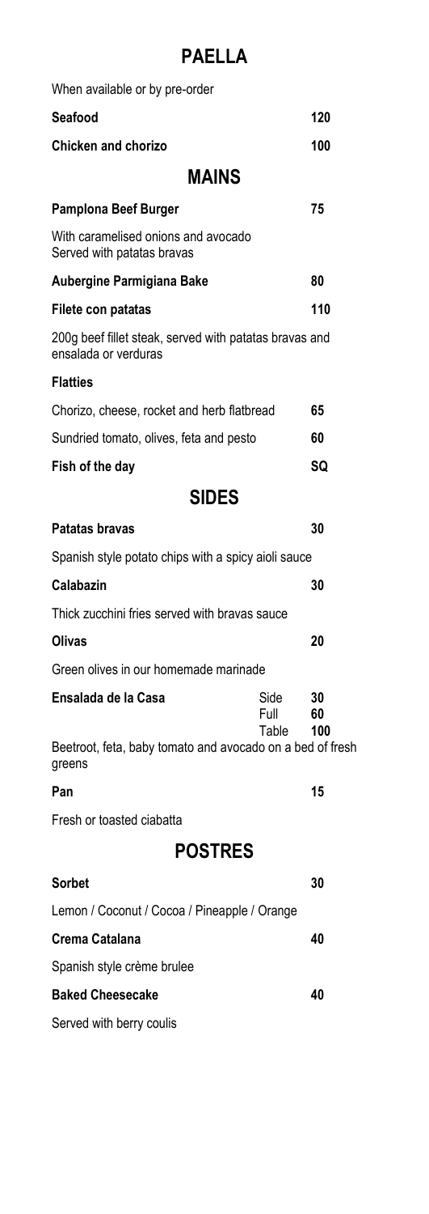# PAELLA

When available or by pre-order

| | |
|---|---|
| **Seafood** | **120** |
| **Chicken and chorizo** | **100** |

# MAINS

| | |
|---|---|
| **Pamplona Beef Burger** | **75** |
| With caramelised onions and avocado<br>Served with patatas bravas | |
| **Aubergine Parmigiana Bake** | **80** |
| **Filete con patatas** | **110** |
| 200g beef fillet steak, served with patatas bravas and ensalada or verduras | |
| **Flatties** | |
| Chorizo, cheese, rocket and herb flatbread | **65** |
| Sundried tomato, olives, feta and pesto | **60** |
| **Fish of the day** | **SQ** |

# SIDES

| | | |
|---|---|---|
| **Patatas bravas** | | **30** |
| Spanish style potato chips with a spicy aioli sauce | | |
| **Calabazin** | | **30** |
| Thick zucchini fries served with bravas sauce | | |
| **Olivas** | | **20** |
| Green olives in our homemade marinade | | |
| **Ensalada de la Casa** | Side<br>Full<br>Table | **30**<br>**60**<br>**100** |
| Beetroot, feta, baby tomato and avocado on a bed of fresh greens | | |
| **Pan** | | **15** |
| Fresh or toasted ciabatta | | |

# POSTRES

| | |
|---|---|
| **Sorbet** | **30** |
| Lemon / Coconut / Cocoa / Pineapple / Orange | |
| **Crema Catalana** | **40** |
| Spanish style crème brulee | |
| **Baked Cheesecake** | **40** |
| Served with berry coulis | |